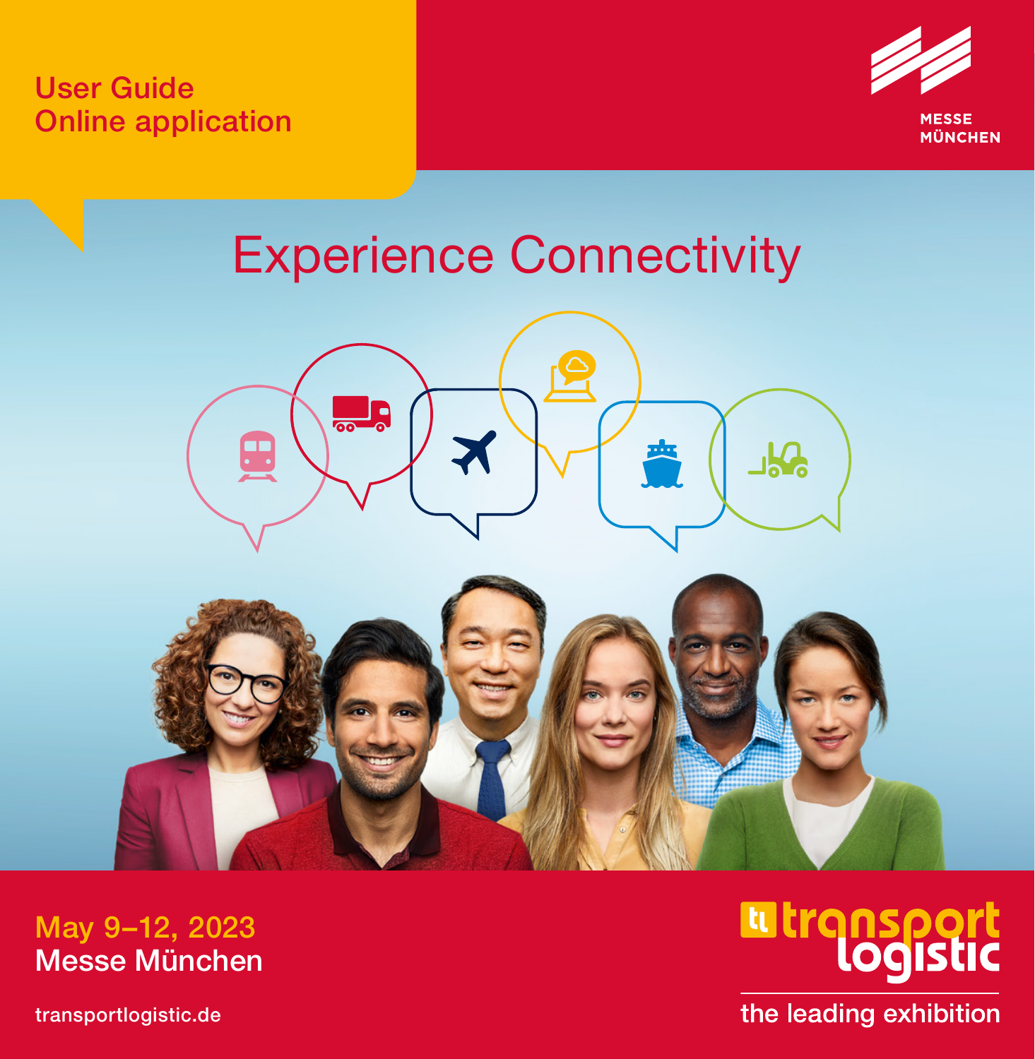# User Guide
# Online application

MESSE MÜNCHEN

## Experience Connectivity

May 9–12, 2023
Messe München

transportlogistic.de

transport logistic

the leading exhibition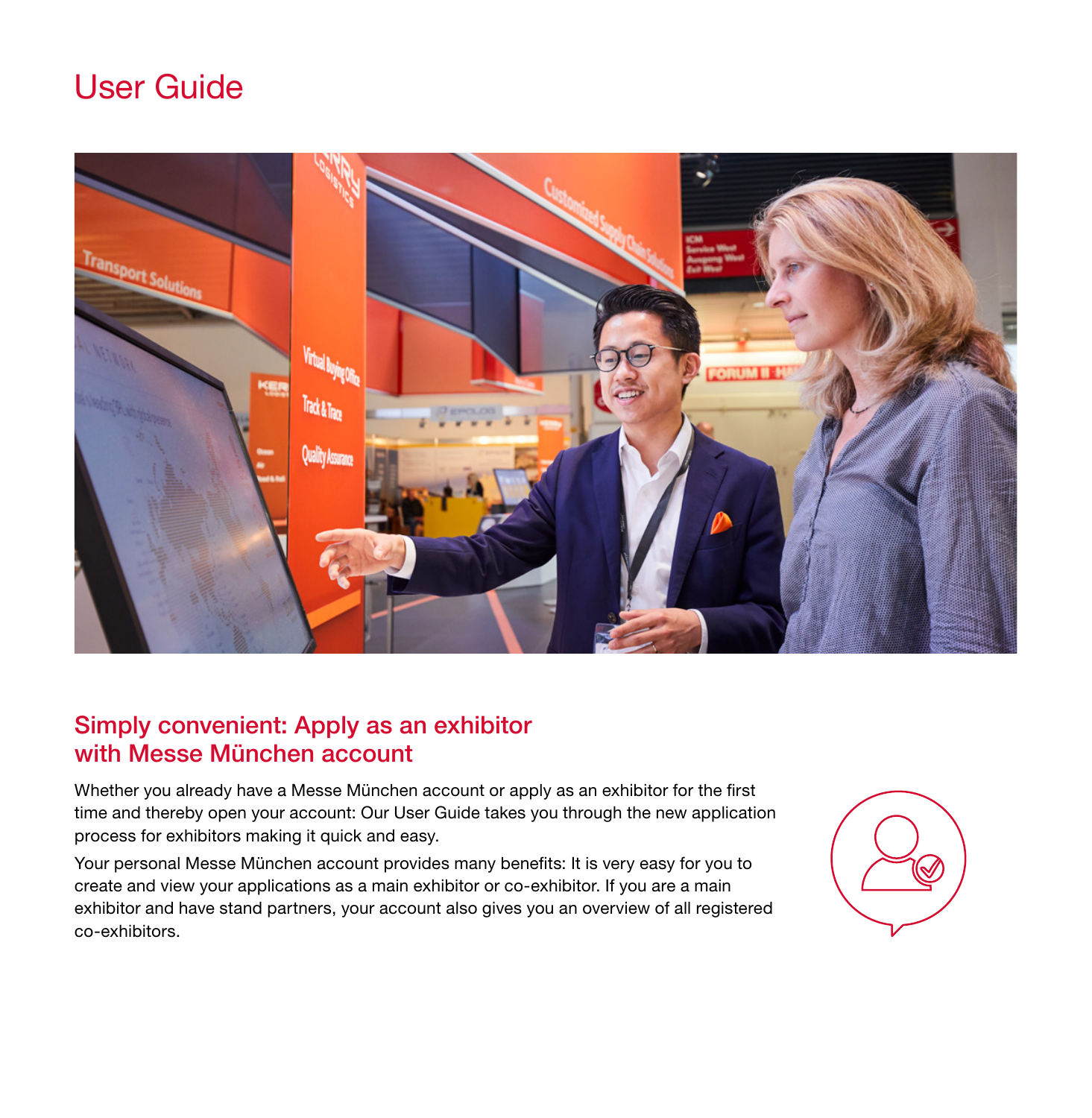# User Guide

## Simply convenient: Apply as an exhibitor with Messe München account

Whether you already have a Messe München account or apply as an exhibitor for the first time and thereby open your account: Our User Guide takes you through the new application process for exhibitors making it quick and easy.

Your personal Messe München account provides many benefits: It is very easy for you to create and view your applications as a main exhibitor or co-exhibitor. If you are a main exhibitor and have stand partners, your account also gives you an overview of all registered co-exhibitors.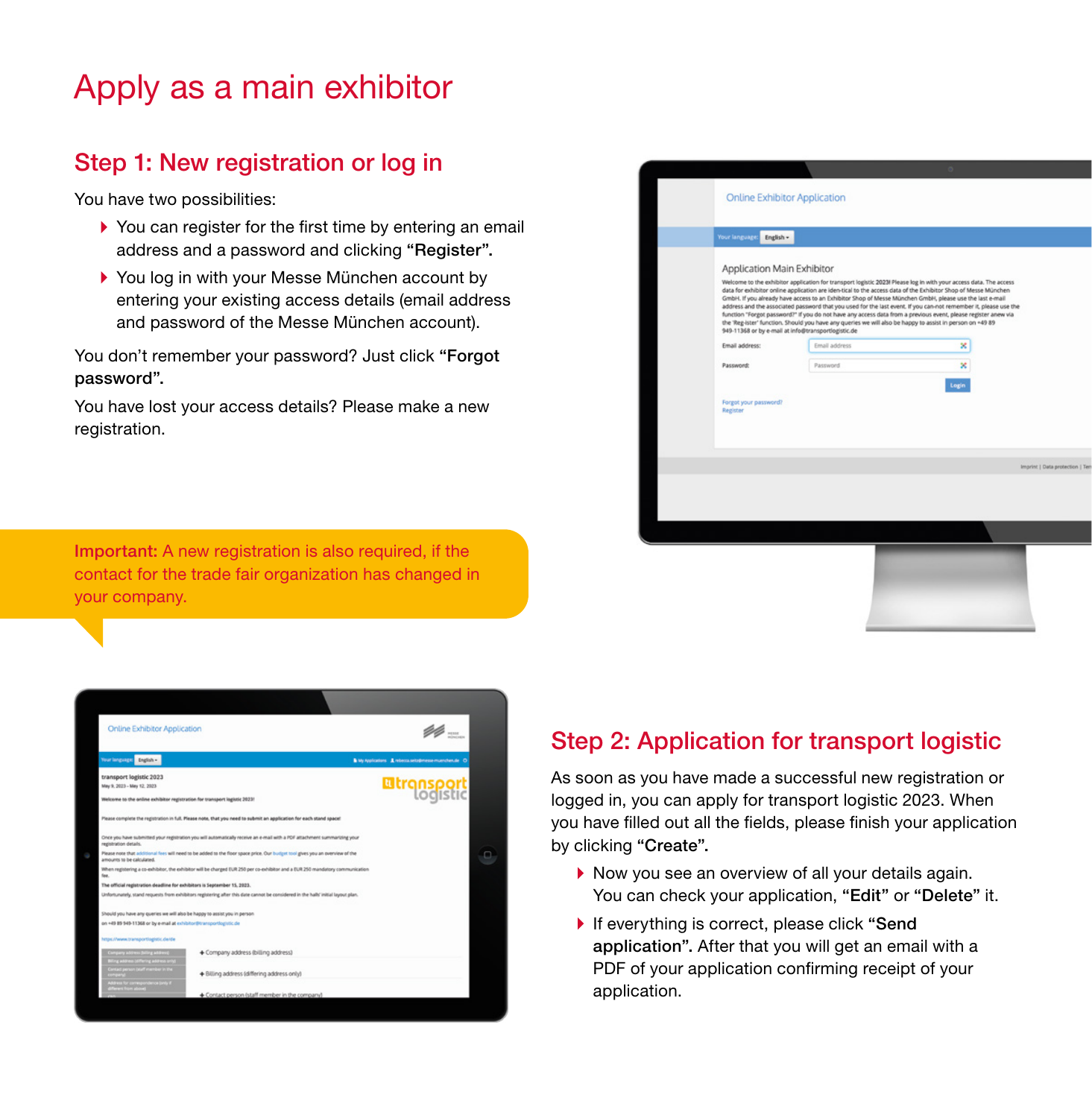# Apply as a main exhibitor

## Step 1: New registration or log in

You have two possibilities:

- You can register for the first time by entering an email address and a password and clicking **"Register".**
- You log in with your Messe München account by entering your existing access details (email address and password of the Messe München account).

You don't remember your password? Just click **"Forgot password".**

You have lost your access details? Please make a new registration.

**Important:** A new registration is also required, if the contact for the trade fair organization has changed in your company.

## Step 2: Application for transport logistic

As soon as you have made a successful new registration or logged in, you can apply for transport logistic 2023. When you have filled out all the fields, please finish your application by clicking **"Create".**

- Now you see an overview of all your details again. You can check your application, **"Edit"** or **"Delete"** it.
- If everything is correct, please click **"Send application".** After that you will get an email with a PDF of your application confirming receipt of your application.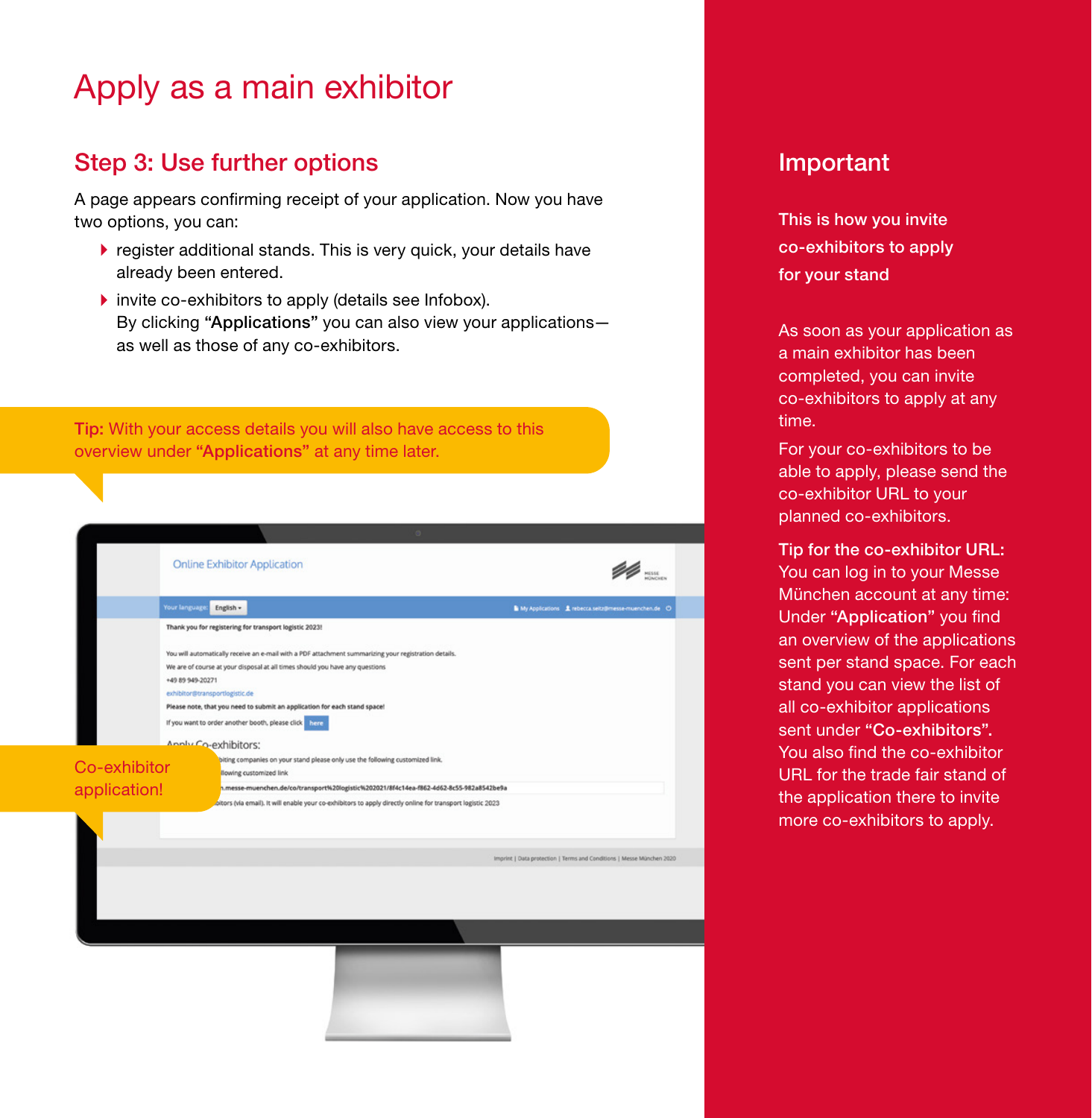# Apply as a main exhibitor

## Step 3: Use further options

A page appears confirming receipt of your application. Now you have two options, you can:

- register additional stands. This is very quick, your details have already been entered.
- invite co-exhibitors to apply (details see Infobox).
  By clicking **"Applications"** you can also view your applications—as well as those of any co-exhibitors.

**Tip:** With your access details you will also have access to this overview under **"Applications"** at any time later.

Co-exhibitor application!

## Important

**This is how you invite co-exhibitors to apply for your stand**

As soon as your application as a main exhibitor has been completed, you can invite co-exhibitors to apply at any time.

For your co-exhibitors to be able to apply, please send the co-exhibitor URL to your planned co-exhibitors.

**Tip for the co-exhibitor URL:** You can log in to your Messe München account at any time: Under **"Application"** you find an overview of the applications sent per stand space. For each stand you can view the list of all co-exhibitor applications sent under **"Co-exhibitors".** You also find the co-exhibitor URL for the trade fair stand of the application there to invite more co-exhibitors to apply.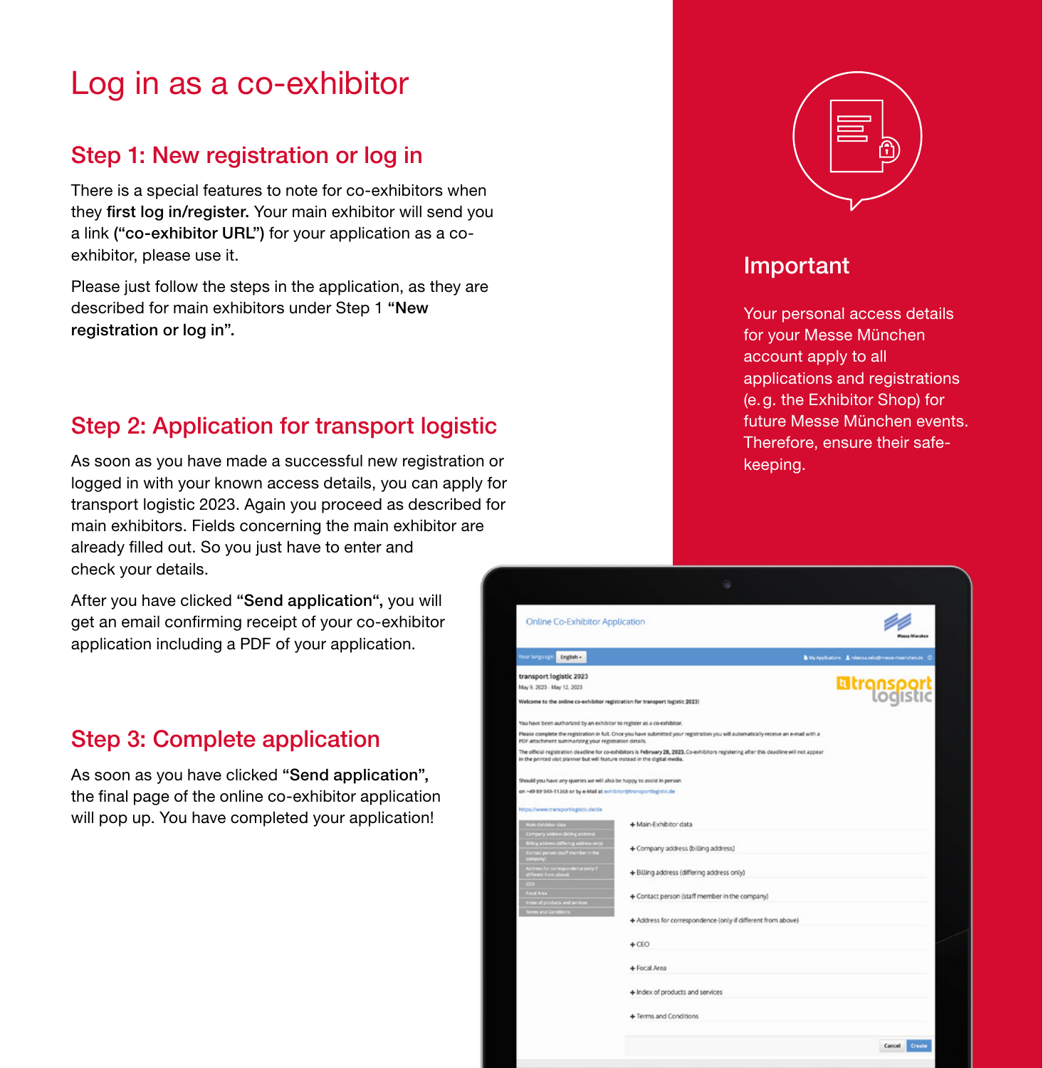# Log in as a co-exhibitor

## Step 1: New registration or log in

There is a special features to note for co-exhibitors when they **first log in/register.** Your main exhibitor will send you a link **("co-exhibitor URL")** for your application as a co-exhibitor, please use it.

Please just follow the steps in the application, as they are described for main exhibitors under Step 1 **"New registration or log in".**

## Step 2: Application for transport logistic

As soon as you have made a successful new registration or logged in with your known access details, you can apply for transport logistic 2023. Again you proceed as described for main exhibitors. Fields concerning the main exhibitor are already filled out. So you just have to enter and check your details.

After you have clicked **"Send application",** you will get an email confirming receipt of your co-exhibitor application including a PDF of your application.

## Step 3: Complete application

As soon as you have clicked **"Send application",** the final page of the online co-exhibitor application will pop up. You have completed your application!

## Important

Your personal access details for your Messe München account apply to all applications and registrations (e.g. the Exhibitor Shop) for future Messe München events. Therefore, ensure their safe-keeping.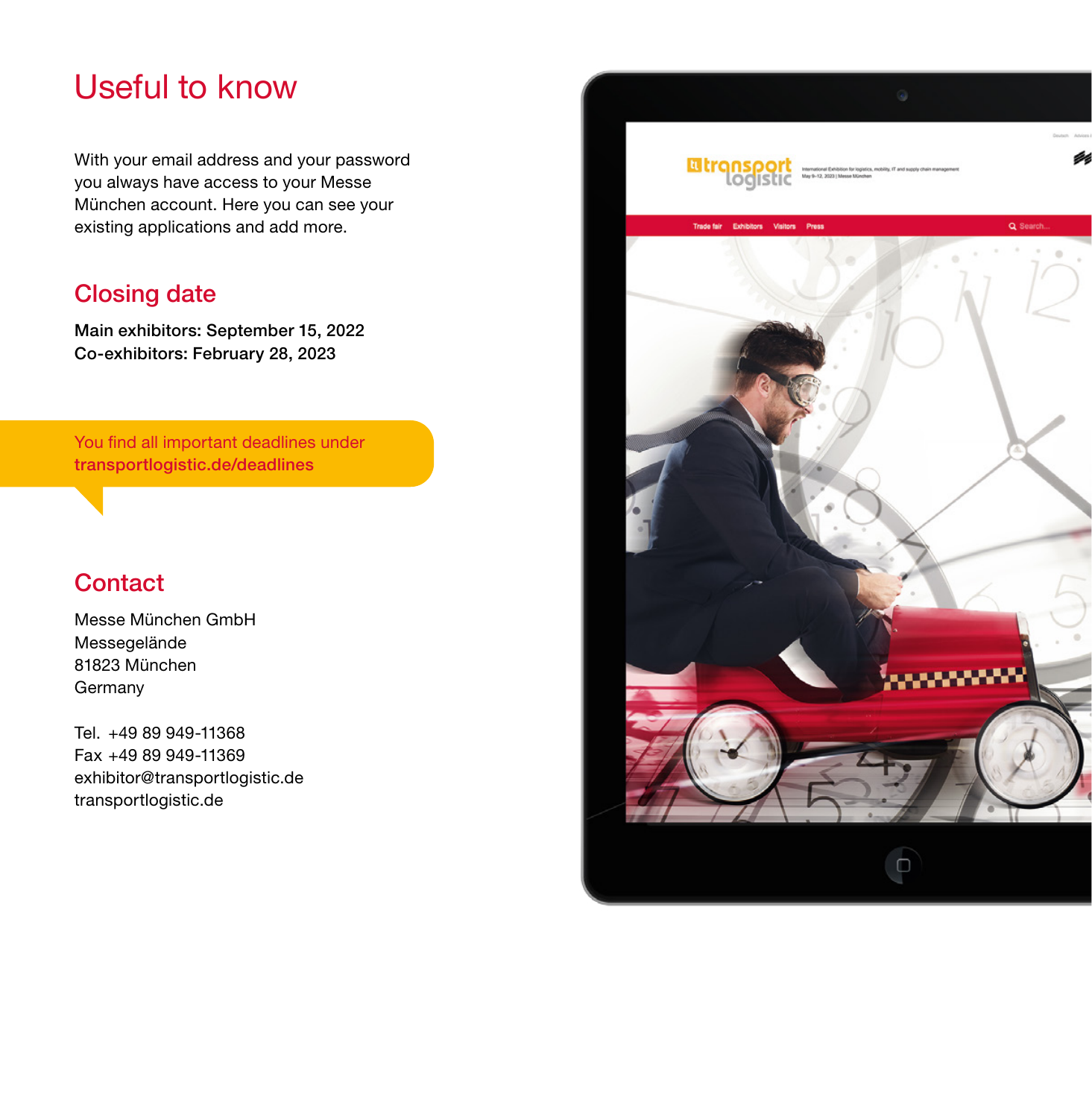# Useful to know

With your email address and your password you always have access to your Messe München account. Here you can see your existing applications and add more.

## Closing date

**Main exhibitors: September 15, 2022**
**Co-exhibitors: February 28, 2023**

You find all important deadlines under **transportlogistic.de/deadlines**

## Contact

Messe München GmbH
Messegelände
81823 München
Germany

Tel. +49 89 949-11368
Fax +49 89 949-11369
exhibitor@transportlogistic.de
transportlogistic.de